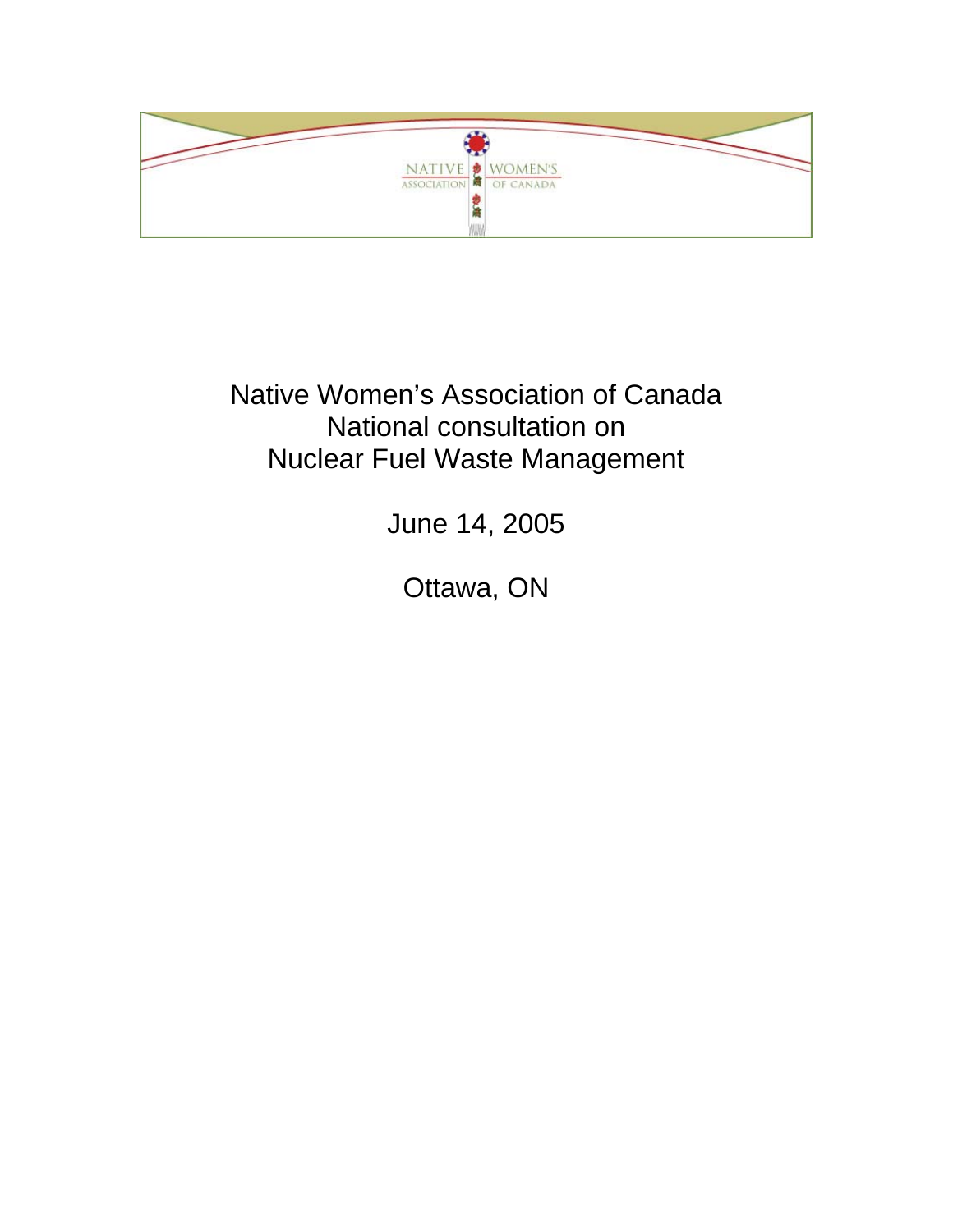NATIVE WOMEN'S
ASSOCIATION OF CANADA

# Native Women's Association of Canada
# National consultation on
# Nuclear Fuel Waste Management

June 14, 2005

Ottawa, ON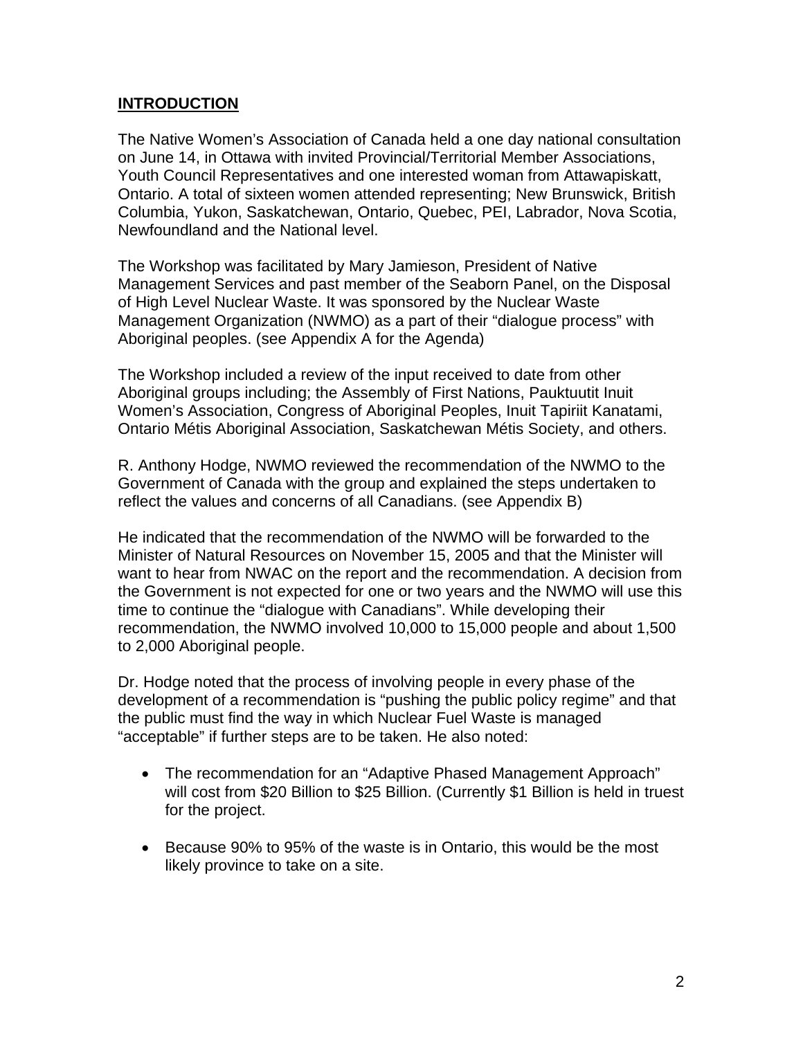## INTRODUCTION

The Native Women's Association of Canada held a one day national consultation on June 14, in Ottawa with invited Provincial/Territorial Member Associations, Youth Council Representatives and one interested woman from Attawapiskatt, Ontario. A total of sixteen women attended representing; New Brunswick, British Columbia, Yukon, Saskatchewan, Ontario, Quebec, PEI, Labrador, Nova Scotia, Newfoundland and the National level.

The Workshop was facilitated by Mary Jamieson, President of Native Management Services and past member of the Seaborn Panel, on the Disposal of High Level Nuclear Waste. It was sponsored by the Nuclear Waste Management Organization (NWMO) as a part of their "dialogue process" with Aboriginal peoples. (see Appendix A for the Agenda)

The Workshop included a review of the input received to date from other Aboriginal groups including; the Assembly of First Nations, Pauktuutit Inuit Women's Association, Congress of Aboriginal Peoples, Inuit Tapiriit Kanatami, Ontario Métis Aboriginal Association, Saskatchewan Métis Society, and others.

R. Anthony Hodge, NWMO reviewed the recommendation of the NWMO to the Government of Canada with the group and explained the steps undertaken to reflect the values and concerns of all Canadians. (see Appendix B)

He indicated that the recommendation of the NWMO will be forwarded to the Minister of Natural Resources on November 15, 2005 and that the Minister will want to hear from NWAC on the report and the recommendation. A decision from the Government is not expected for one or two years and the NWMO will use this time to continue the "dialogue with Canadians". While developing their recommendation, the NWMO involved 10,000 to 15,000 people and about 1,500 to 2,000 Aboriginal people.

Dr. Hodge noted that the process of involving people in every phase of the development of a recommendation is "pushing the public policy regime" and that the public must find the way in which Nuclear Fuel Waste is managed "acceptable" if further steps are to be taken. He also noted:

- The recommendation for an "Adaptive Phased Management Approach" will cost from $20 Billion to $25 Billion. (Currently $1 Billion is held in truest for the project.
- Because 90% to 95% of the waste is in Ontario, this would be the most likely province to take on a site.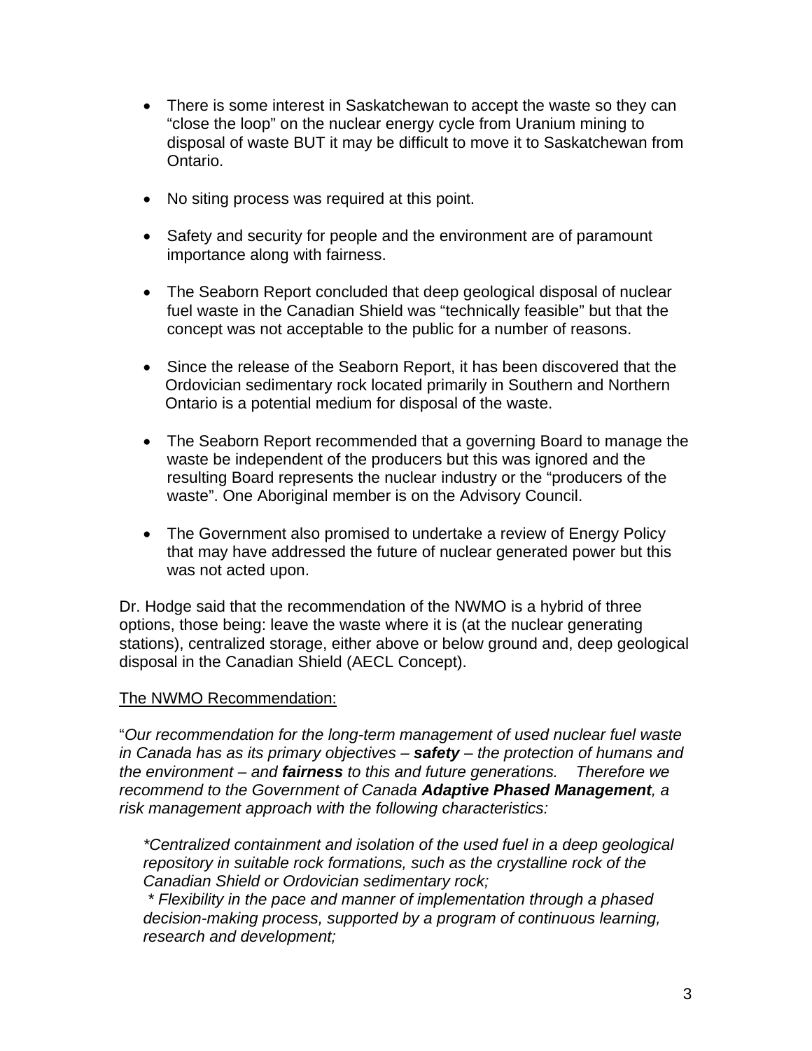- There is some interest in Saskatchewan to accept the waste so they can "close the loop" on the nuclear energy cycle from Uranium mining to disposal of waste BUT it may be difficult to move it to Saskatchewan from Ontario.

- No siting process was required at this point.

- Safety and security for people and the environment are of paramount importance along with fairness.

- The Seaborn Report concluded that deep geological disposal of nuclear fuel waste in the Canadian Shield was "technically feasible" but that the concept was not acceptable to the public for a number of reasons.

- Since the release of the Seaborn Report, it has been discovered that the Ordovician sedimentary rock located primarily in Southern and Northern Ontario is a potential medium for disposal of the waste.

- The Seaborn Report recommended that a governing Board to manage the waste be independent of the producers but this was ignored and the resulting Board represents the nuclear industry or the "producers of the waste". One Aboriginal member is on the Advisory Council.

- The Government also promised to undertake a review of Energy Policy that may have addressed the future of nuclear generated power but this was not acted upon.

Dr. Hodge said that the recommendation of the NWMO is a hybrid of three options, those being: leave the waste where it is (at the nuclear generating stations), centralized storage, either above or below ground and, deep geological disposal in the Canadian Shield (AECL Concept).

<u>The NWMO Recommendation:</u>

"*Our recommendation for the long-term management of used nuclear fuel waste in Canada has as its primary objectives –* ***safety*** *– the protection of humans and the environment – and* ***fairness*** *to this and future generations. Therefore we recommend to the Government of Canada* ***Adaptive Phased Management****, a risk management approach with the following characteristics:*

> *\*Centralized containment and isolation of the used fuel in a deep geological repository in suitable rock formations, such as the crystalline rock of the Canadian Shield or Ordovician sedimentary rock;*
>
> *\* Flexibility in the pace and manner of implementation through a phased decision-making process, supported by a program of continuous learning, research and development;*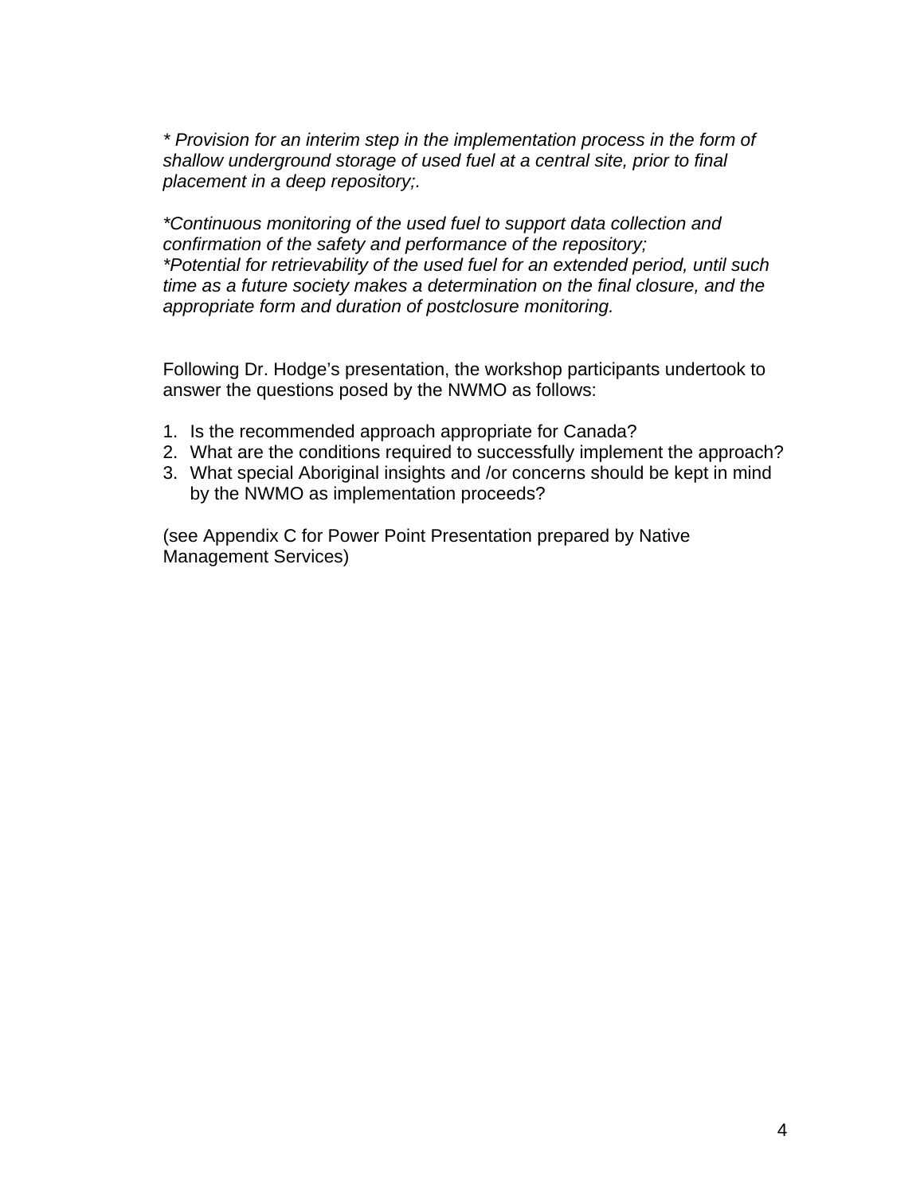*\* Provision for an interim step in the implementation process in the form of shallow underground storage of used fuel at a central site, prior to final placement in a deep repository;.*

*\*Continuous monitoring of the used fuel to support data collection and confirmation of the safety and performance of the repository;*
*\*Potential for retrievability of the used fuel for an extended period, until such time as a future society makes a determination on the final closure, and the appropriate form and duration of postclosure monitoring.*

Following Dr. Hodge's presentation, the workshop participants undertook to answer the questions posed by the NWMO as follows:

1. Is the recommended approach appropriate for Canada?
2. What are the conditions required to successfully implement the approach?
3. What special Aboriginal insights and /or concerns should be kept in mind by the NWMO as implementation proceeds?

(see Appendix C for Power Point Presentation prepared by Native Management Services)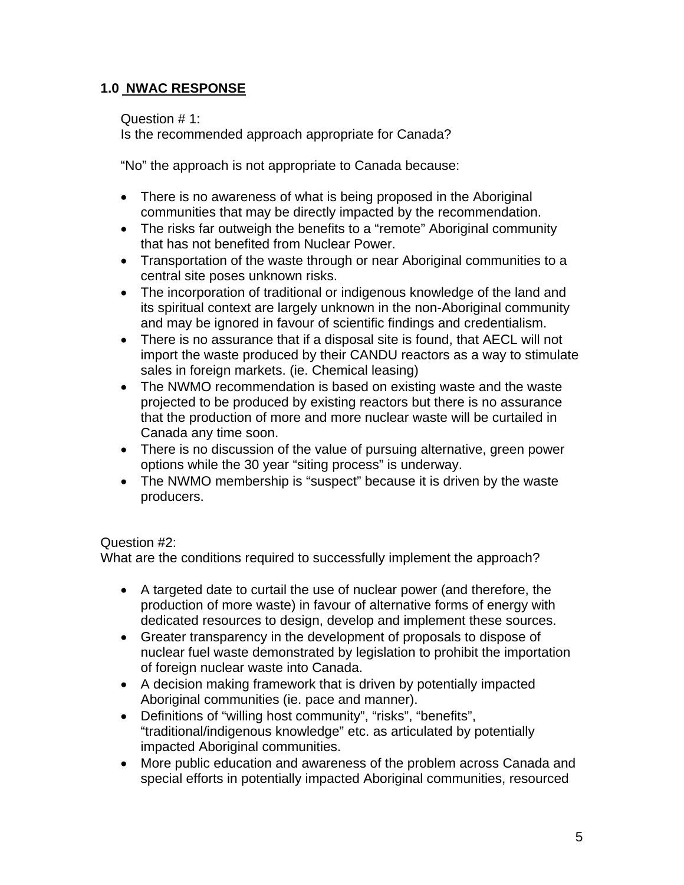## 1.0 NWAC RESPONSE

Question # 1:
Is the recommended approach appropriate for Canada?

"No" the approach is not appropriate to Canada because:

- There is no awareness of what is being proposed in the Aboriginal communities that may be directly impacted by the recommendation.
- The risks far outweigh the benefits to a "remote" Aboriginal community that has not benefited from Nuclear Power.
- Transportation of the waste through or near Aboriginal communities to a central site poses unknown risks.
- The incorporation of traditional or indigenous knowledge of the land and its spiritual context are largely unknown in the non-Aboriginal community and may be ignored in favour of scientific findings and credentialism.
- There is no assurance that if a disposal site is found, that AECL will not import the waste produced by their CANDU reactors as a way to stimulate sales in foreign markets. (ie. Chemical leasing)
- The NWMO recommendation is based on existing waste and the waste projected to be produced by existing reactors but there is no assurance that the production of more and more nuclear waste will be curtailed in Canada any time soon.
- There is no discussion of the value of pursuing alternative, green power options while the 30 year "siting process" is underway.
- The NWMO membership is "suspect" because it is driven by the waste producers.

Question #2:
What are the conditions required to successfully implement the approach?

- A targeted date to curtail the use of nuclear power (and therefore, the production of more waste) in favour of alternative forms of energy with dedicated resources to design, develop and implement these sources.
- Greater transparency in the development of proposals to dispose of nuclear fuel waste demonstrated by legislation to prohibit the importation of foreign nuclear waste into Canada.
- A decision making framework that is driven by potentially impacted Aboriginal communities (ie. pace and manner).
- Definitions of "willing host community", "risks", "benefits", "traditional/indigenous knowledge" etc. as articulated by potentially impacted Aboriginal communities.
- More public education and awareness of the problem across Canada and special efforts in potentially impacted Aboriginal communities, resourced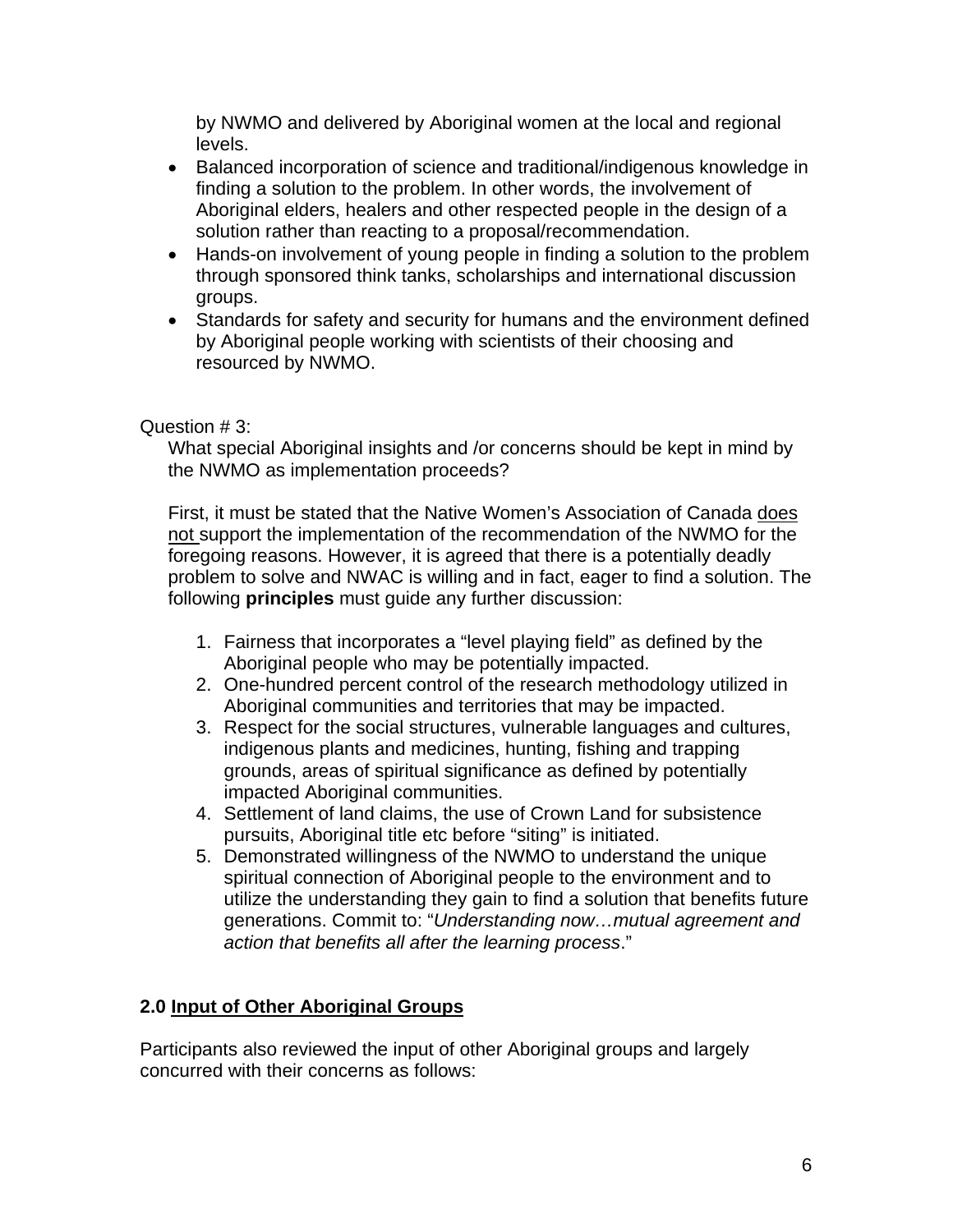by NWMO and delivered by Aboriginal women at the local and regional levels.

- Balanced incorporation of science and traditional/indigenous knowledge in finding a solution to the problem. In other words, the involvement of Aboriginal elders, healers and other respected people in the design of a solution rather than reacting to a proposal/recommendation.
- Hands-on involvement of young people in finding a solution to the problem through sponsored think tanks, scholarships and international discussion groups.
- Standards for safety and security for humans and the environment defined by Aboriginal people working with scientists of their choosing and resourced by NWMO.

Question # 3:

What special Aboriginal insights and /or concerns should be kept in mind by the NWMO as implementation proceeds?

First, it must be stated that the Native Women's Association of Canada does not support the implementation of the recommendation of the NWMO for the foregoing reasons. However, it is agreed that there is a potentially deadly problem to solve and NWAC is willing and in fact, eager to find a solution. The following **principles** must guide any further discussion:

1. Fairness that incorporates a "level playing field" as defined by the Aboriginal people who may be potentially impacted.
2. One-hundred percent control of the research methodology utilized in Aboriginal communities and territories that may be impacted.
3. Respect for the social structures, vulnerable languages and cultures, indigenous plants and medicines, hunting, fishing and trapping grounds, areas of spiritual significance as defined by potentially impacted Aboriginal communities.
4. Settlement of land claims, the use of Crown Land for subsistence pursuits, Aboriginal title etc before "siting" is initiated.
5. Demonstrated willingness of the NWMO to understand the unique spiritual connection of Aboriginal people to the environment and to utilize the understanding they gain to find a solution that benefits future generations. Commit to: "*Understanding now…mutual agreement and action that benefits all after the learning process*."

## 2.0 Input of Other Aboriginal Groups

Participants also reviewed the input of other Aboriginal groups and largely concurred with their concerns as follows: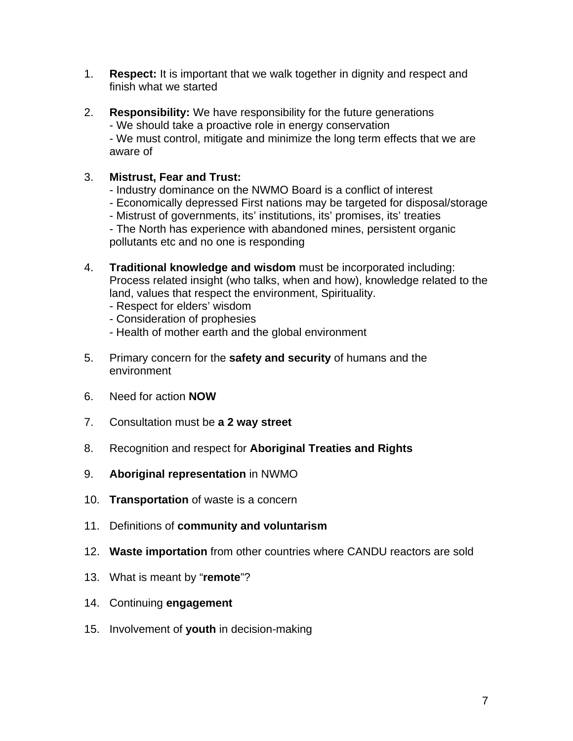1. **Respect:** It is important that we walk together in dignity and respect and finish what we started

2. **Responsibility:** We have responsibility for the future generations
   - We should take a proactive role in energy conservation
   - We must control, mitigate and minimize the long term effects that we are aware of

3. **Mistrust, Fear and Trust:**
   - Industry dominance on the NWMO Board is a conflict of interest
   - Economically depressed First nations may be targeted for disposal/storage
   - Mistrust of governments, its' institutions, its' promises, its' treaties
   - The North has experience with abandoned mines, persistent organic pollutants etc and no one is responding

4. **Traditional knowledge and wisdom** must be incorporated including: Process related insight (who talks, when and how), knowledge related to the land, values that respect the environment, Spirituality.
   - Respect for elders' wisdom
   - Consideration of prophesies
   - Health of mother earth and the global environment

5. Primary concern for the **safety and security** of humans and the environment

6. Need for action **NOW**

7. Consultation must be **a 2 way street**

8. Recognition and respect for **Aboriginal Treaties and Rights**

9. **Aboriginal representation** in NWMO

10. **Transportation** of waste is a concern

11. Definitions of **community and voluntarism**

12. **Waste importation** from other countries where CANDU reactors are sold

13. What is meant by "**remote**"?

14. Continuing **engagement**

15. Involvement of **youth** in decision-making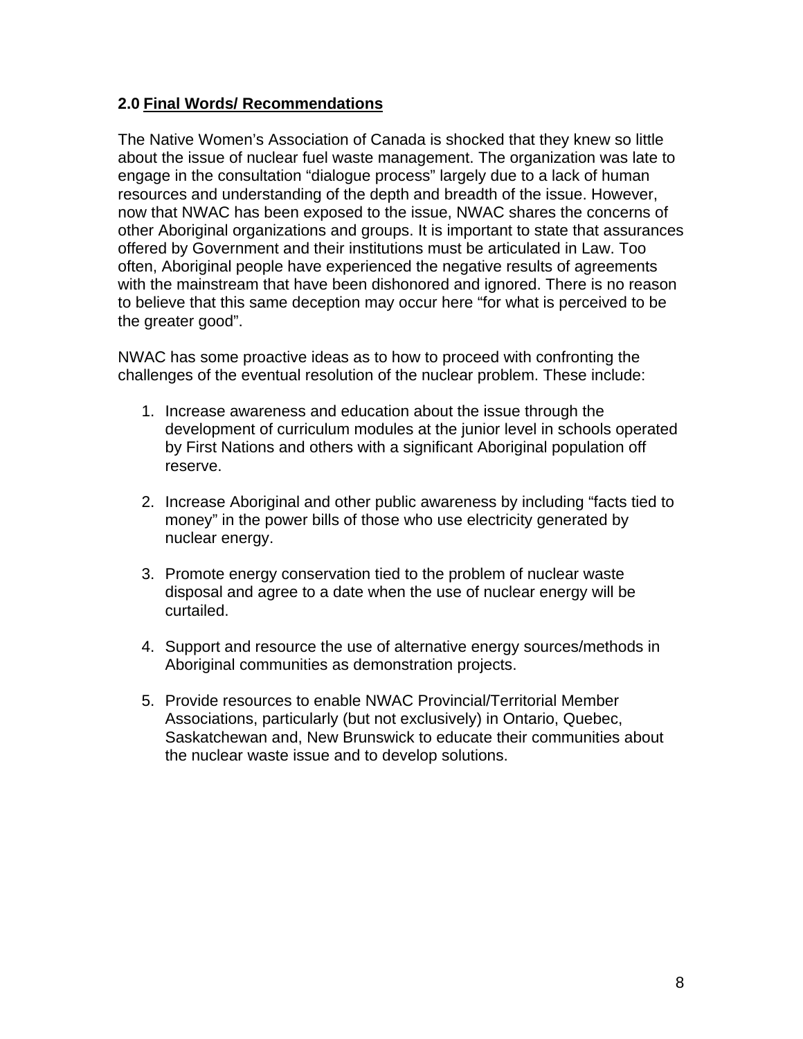## 2.0 Final Words/ Recommendations

The Native Women's Association of Canada is shocked that they knew so little about the issue of nuclear fuel waste management. The organization was late to engage in the consultation "dialogue process" largely due to a lack of human resources and understanding of the depth and breadth of the issue. However, now that NWAC has been exposed to the issue, NWAC shares the concerns of other Aboriginal organizations and groups. It is important to state that assurances offered by Government and their institutions must be articulated in Law. Too often, Aboriginal people have experienced the negative results of agreements with the mainstream that have been dishonored and ignored. There is no reason to believe that this same deception may occur here "for what is perceived to be the greater good".

NWAC has some proactive ideas as to how to proceed with confronting the challenges of the eventual resolution of the nuclear problem. These include:

1. Increase awareness and education about the issue through the development of curriculum modules at the junior level in schools operated by First Nations and others with a significant Aboriginal population off reserve.

2. Increase Aboriginal and other public awareness by including "facts tied to money" in the power bills of those who use electricity generated by nuclear energy.

3. Promote energy conservation tied to the problem of nuclear waste disposal and agree to a date when the use of nuclear energy will be curtailed.

4. Support and resource the use of alternative energy sources/methods in Aboriginal communities as demonstration projects.

5. Provide resources to enable NWAC Provincial/Territorial Member Associations, particularly (but not exclusively) in Ontario, Quebec, Saskatchewan and, New Brunswick to educate their communities about the nuclear waste issue and to develop solutions.